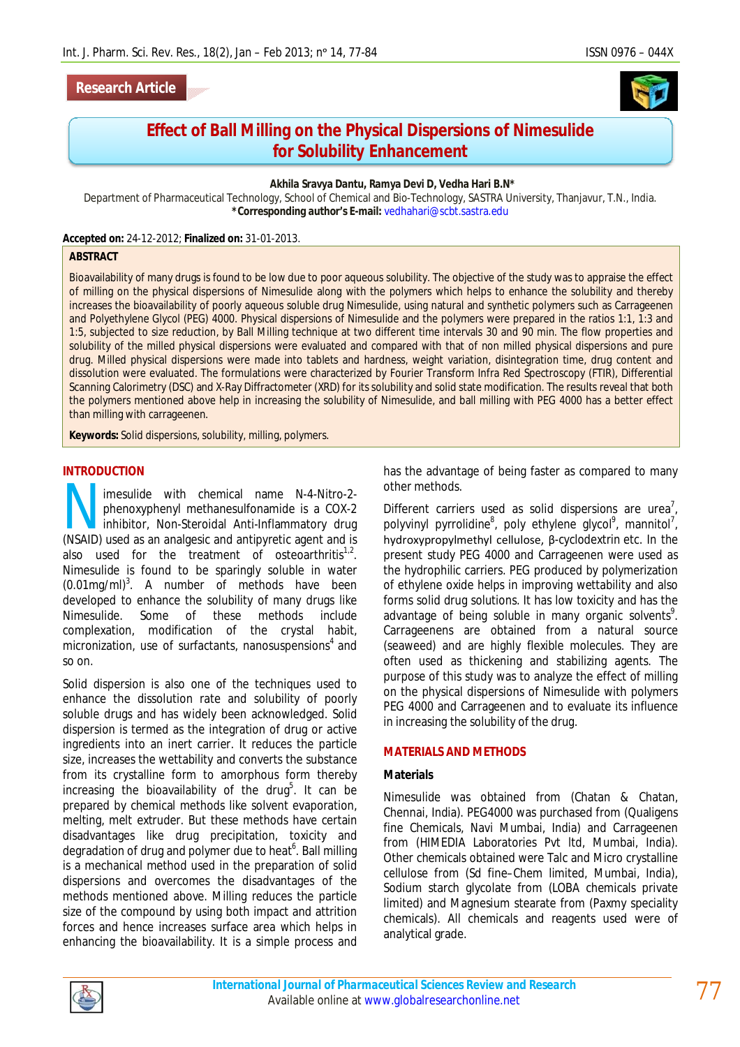Research Article

# Effect of Ball Milling on the Physical Dispersions of Nimesulide for Solubility Enhancement

**Akhila Sravya Dantu, Ramya Devi D, Vedha Hari B.N***

Department of Pharmaceutical Technology, School of Chemical and Bio-Technology, SASTRA University, Thanjavur, T.N., India.
***Corresponding author's E-mail:** vedhahari@scbt.sastra.edu

**Accepted on:** 24-12-2012; **Finalized on:** 31-01-2013.

## ABSTRACT

Bioavailability of many drugs is found to be low due to poor aqueous solubility. The objective of the study was to appraise the effect of milling on the physical dispersions of Nimesulide along with the polymers which helps to enhance the solubility and thereby increases the bioavailability of poorly aqueous soluble drug Nimesulide, using natural and synthetic polymers such as Carrageenen and Polyethylene Glycol (PEG) 4000. Physical dispersions of Nimesulide and the polymers were prepared in the ratios 1:1, 1:3 and 1:5, subjected to size reduction, by Ball Milling technique at two different time intervals 30 and 90 min. The flow properties and solubility of the milled physical dispersions were evaluated and compared with that of non milled physical dispersions and pure drug. Milled physical dispersions were made into tablets and hardness, weight variation, disintegration time, drug content and dissolution were evaluated. The formulations were characterized by Fourier Transform Infra Red Spectroscopy (FTIR), Differential Scanning Calorimetry (DSC) and X-Ray Diffractometer (XRD) for its solubility and solid state modification. The results reveal that both the polymers mentioned above help in increasing the solubility of Nimesulide, and ball milling with PEG 4000 has a better effect than milling with carrageenen.

**Keywords:** Solid dispersions, solubility, milling, polymers.

## INTRODUCTION

Nimesulide with chemical name N-4-Nitro-2-phenoxyphenyl methanesulfonamide is a COX-2 inhibitor, Non-Steroidal Anti-Inflammatory drug (NSAID) used as an analgesic and antipyretic agent and is also used for the treatment of osteoarthritis[1,2]. Nimesulide is found to be sparingly soluble in water (0.01mg/ml)[3]. A number of methods have been developed to enhance the solubility of many drugs like Nimesulide. Some of these methods include complexation, modification of the crystal habit, micronization, use of surfactants, nanosuspensions[4] and so on.

Solid dispersion is also one of the techniques used to enhance the dissolution rate and solubility of poorly soluble drugs and has widely been acknowledged. Solid dispersion is termed as the integration of drug or active ingredients into an inert carrier. It reduces the particle size, increases the wettability and converts the substance from its crystalline form to amorphous form thereby increasing the bioavailability of the drug[5]. It can be prepared by chemical methods like solvent evaporation, melting, melt extruder. But these methods have certain disadvantages like drug precipitation, toxicity and degradation of drug and polymer due to heat[6]. Ball milling is a mechanical method used in the preparation of solid dispersions and overcomes the disadvantages of the methods mentioned above. Milling reduces the particle size of the compound by using both impact and attrition forces and hence increases surface area which helps in enhancing the bioavailability. It is a simple process and has the advantage of being faster as compared to many other methods.

Different carriers used as solid dispersions are urea[7], polyvinyl pyrrolidine[8], poly ethylene glycol[9], mannitol[7], hydroxypropylmethyl cellulose, β-cyclodextrin etc. In the present study PEG 4000 and Carrageenen were used as the hydrophilic carriers. PEG produced by polymerization of ethylene oxide helps in improving wettability and also forms solid drug solutions. It has low toxicity and has the advantage of being soluble in many organic solvents[9]. Carrageenens are obtained from a natural source (seaweed) and are highly flexible molecules. They are often used as thickening and stabilizing agents. The purpose of this study was to analyze the effect of milling on the physical dispersions of Nimesulide with polymers PEG 4000 and Carrageenen and to evaluate its influence in increasing the solubility of the drug.

## MATERIALS AND METHODS

### Materials

Nimesulide was obtained from (Chatan & Chatan, Chennai, India). PEG4000 was purchased from (Qualigens fine Chemicals, Navi Mumbai, India) and Carrageenen from (HIMEDIA Laboratories Pvt ltd, Mumbai, India). Other chemicals obtained were Talc and Micro crystalline cellulose from (Sd fine–Chem limited, Mumbai, India), Sodium starch glycolate from (LOBA chemicals private limited) and Magnesium stearate from (Paxmy speciality chemicals). All chemicals and reagents used were of analytical grade.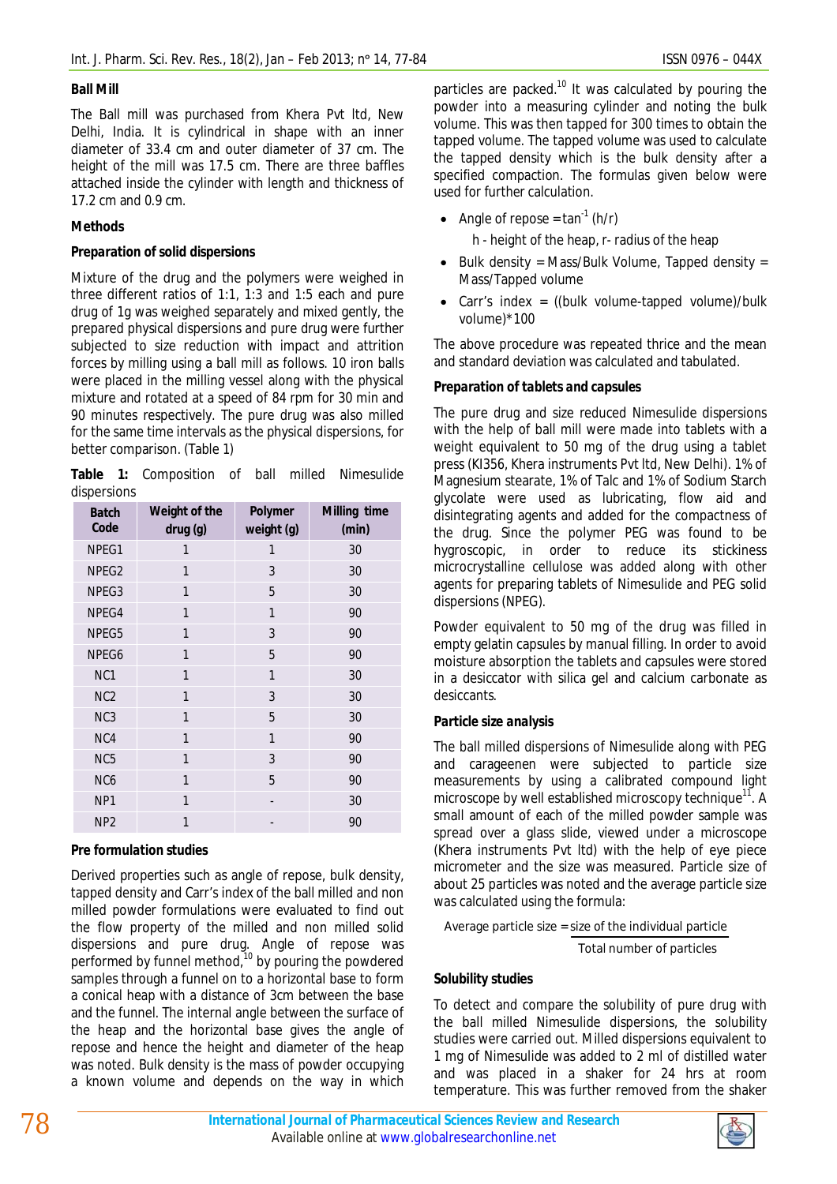### Ball Mill

The Ball mill was purchased from Khera Pvt ltd, New Delhi, India. It is cylindrical in shape with an inner diameter of 33.4 cm and outer diameter of 37 cm. The height of the mill was 17.5 cm. There are three baffles attached inside the cylinder with length and thickness of 17.2 cm and 0.9 cm.

### Methods

#### Preparation of solid dispersions

Mixture of the drug and the polymers were weighed in three different ratios of 1:1, 1:3 and 1:5 each and pure drug of 1g was weighed separately and mixed gently, the prepared physical dispersions and pure drug were further subjected to size reduction with impact and attrition forces by milling using a ball mill as follows. 10 iron balls were placed in the milling vessel along with the physical mixture and rotated at a speed of 84 rpm for 30 min and 90 minutes respectively. The pure drug was also milled for the same time intervals as the physical dispersions, for better comparison. (Table 1)

**Table 1:** Composition of ball milled Nimesulide dispersions

| Batch Code | Weight of the drug (g) | Polymer weight (g) | Milling time (min) |
|---|---|---|---|
| NPEG1 | 1 | 1 | 30 |
| NPEG2 | 1 | 3 | 30 |
| NPEG3 | 1 | 5 | 30 |
| NPEG4 | 1 | 1 | 90 |
| NPEG5 | 1 | 3 | 90 |
| NPEG6 | 1 | 5 | 90 |
| NC1 | 1 | 1 | 30 |
| NC2 | 1 | 3 | 30 |
| NC3 | 1 | 5 | 30 |
| NC4 | 1 | 1 | 90 |
| NC5 | 1 | 3 | 90 |
| NC6 | 1 | 5 | 90 |
| NP1 | 1 | - | 30 |
| NP2 | 1 | - | 90 |

#### Pre formulation studies

Derived properties such as angle of repose, bulk density, tapped density and Carr's index of the ball milled and non milled powder formulations were evaluated to find out the flow property of the milled and non milled solid dispersions and pure drug. Angle of repose was performed by funnel method,[10] by pouring the powdered samples through a funnel on to a horizontal base to form a conical heap with a distance of 3cm between the base and the funnel. The internal angle between the surface of the heap and the horizontal base gives the angle of repose and hence the height and diameter of the heap was noted. Bulk density is the mass of powder occupying a known volume and depends on the way in which particles are packed.[10] It was calculated by pouring the powder into a measuring cylinder and noting the bulk volume. This was then tapped for 300 times to obtain the tapped volume. The tapped volume was used to calculate the tapped density which is the bulk density after a specified compaction. The formulas given below were used for further calculation.

- Angle of repose $= \tan^{-1}(h/r)$

  h - height of the heap, r- radius of the heap

- Bulk density = Mass/Bulk Volume, Tapped density = Mass/Tapped volume
- Carr's index = ((bulk volume-tapped volume)/bulk volume)*100

The above procedure was repeated thrice and the mean and standard deviation was calculated and tabulated.

#### Preparation of tablets and capsules

The pure drug and size reduced Nimesulide dispersions with the help of ball mill were made into tablets with a weight equivalent to 50 mg of the drug using a tablet press (KI356, Khera instruments Pvt ltd, New Delhi). 1% of Magnesium stearate, 1% of Talc and 1% of Sodium Starch glycolate were used as lubricating, flow aid and disintegrating agents and added for the compactness of the drug. Since the polymer PEG was found to be hygroscopic, in order to reduce its stickiness microcrystalline cellulose was added along with other agents for preparing tablets of Nimesulide and PEG solid dispersions (NPEG).

Powder equivalent to 50 mg of the drug was filled in empty gelatin capsules by manual filling. In order to avoid moisture absorption the tablets and capsules were stored in a desiccator with silica gel and calcium carbonate as desiccants.

#### Particle size analysis

The ball milled dispersions of Nimesulide along with PEG and carageenen were subjected to particle size measurements by using a calibrated compound light microscope by well established microscopy technique[11]. A small amount of each of the milled powder sample was spread over a glass slide, viewed under a microscope (Khera instruments Pvt ltd) with the help of eye piece micrometer and the size was measured. Particle size of about 25 particles was noted and the average particle size was calculated using the formula:

$$\text{Average particle size} = \frac{\text{size of the individual particle}}{\text{Total number of particles}}$$

#### Solubility studies

To detect and compare the solubility of pure drug with the ball milled Nimesulide dispersions, the solubility studies were carried out. Milled dispersions equivalent to 1 mg of Nimesulide was added to 2 ml of distilled water and was placed in a shaker for 24 hrs at room temperature. This was further removed from the shaker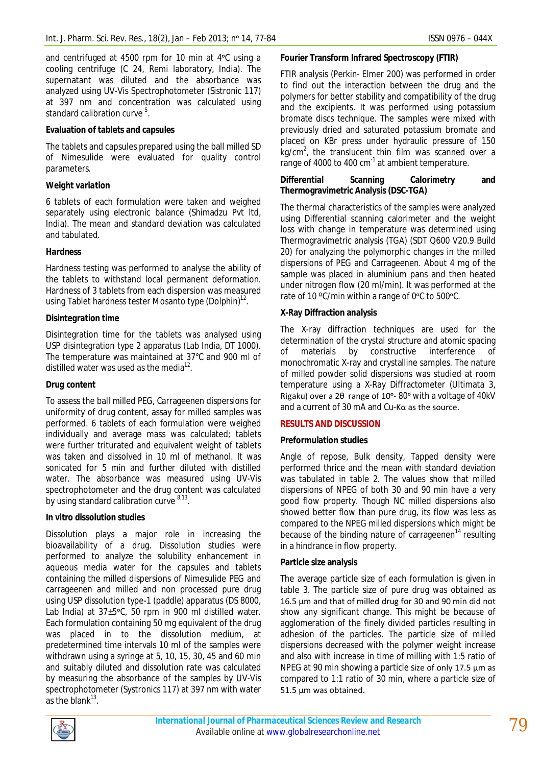and centrifuged at 4500 rpm for 10 min at 4°C using a cooling centrifuge (C 24, Remi laboratory, India). The supernatant was diluted and the absorbance was analyzed using UV-Vis Spectrophotometer (Sistronic 117) at 397 nm and concentration was calculated using standard calibration curve [5].

**Evaluation of tablets and capsules**

The tablets and capsules prepared using the ball milled SD of Nimesulide were evaluated for quality control parameters.

**Weight variation**

6 tablets of each formulation were taken and weighed separately using electronic balance (Shimadzu Pvt ltd, India). The mean and standard deviation was calculated and tabulated.

**Hardness**

Hardness testing was performed to analyse the ability of the tablets to withstand local permanent deformation. Hardness of 3 tablets from each dispersion was measured using Tablet hardness tester Mosanto type (Dolphin)[12].

**Disintegration time**

Disintegration time for the tablets was analysed using USP disintegration type 2 apparatus (Lab India, DT 1000). The temperature was maintained at 37°C and 900 ml of distilled water was used as the media[12].

**Drug content**

To assess the ball milled PEG, Carrageenen dispersions for uniformity of drug content, assay for milled samples was performed. 6 tablets of each formulation were weighed individually and average mass was calculated; tablets were further triturated and equivalent weight of tablets was taken and dissolved in 10 ml of methanol. It was sonicated for 5 min and further diluted with distilled water. The absorbance was measured using UV-Vis spectrophotometer and the drug content was calculated by using standard calibration curve [8,13].

**In vitro dissolution studies**

Dissolution plays a major role in increasing the bioavailability of a drug. Dissolution studies were performed to analyze the solubility enhancement in aqueous media water for the capsules and tablets containing the milled dispersions of Nimesulide PEG and carrageenen and milled and non processed pure drug using USP dissolution type-1 (paddle) apparatus (DS 8000, Lab India) at 37±5°C, 50 rpm in 900 ml distilled water. Each formulation containing 50 mg equivalent of the drug was placed in to the dissolution medium, at predetermined time intervals 10 ml of the samples were withdrawn using a syringe at 5, 10, 15, 30, 45 and 60 min and suitably diluted and dissolution rate was calculated by measuring the absorbance of the samples by UV-Vis spectrophotometer (Systronics 117) at 397 nm with water as the blank[13].

**Fourier Transform Infrared Spectroscopy (FTIR)**

FTIR analysis (Perkin- Elmer 200) was performed in order to find out the interaction between the drug and the polymers for better stability and compatibility of the drug and the excipients. It was performed using potassium bromate discs technique. The samples were mixed with previously dried and saturated potassium bromate and placed on KBr press under hydraulic pressure of 150 kg/cm$^2$, the translucent thin film was scanned over a range of 4000 to 400 cm$^{-1}$ at ambient temperature.

**Differential Scanning Calorimetry and Thermogravimetric Analysis (DSC-TGA)**

The thermal characteristics of the samples were analyzed using Differential scanning calorimeter and the weight loss with change in temperature was determined using Thermogravimetric analysis (TGA) (SDT Q600 V20.9 Build 20) for analyzing the polymorphic changes in the milled dispersions of PEG and Carrageenen. About 4 mg of the sample was placed in aluminium pans and then heated under nitrogen flow (20 ml/min). It was performed at the rate of 10 ºC/min within a range of 0°C to 500°C.

**X-Ray Diffraction analysis**

The X-ray diffraction techniques are used for the determination of the crystal structure and atomic spacing of materials by constructive interference of monochromatic X-ray and crystalline samples. The nature of milled powder solid dispersions was studied at room temperature using a X-Ray Diffractometer (Ultimata 3, Rigaku) over a 2θ range of 10°- 80° with a voltage of 40kV and a current of 30 mA and Cu-Kα as the source.

## RESULTS AND DISCUSSION

**Preformulation studies**

Angle of repose, Bulk density, Tapped density were performed thrice and the mean with standard deviation was tabulated in table 2. The values show that milled dispersions of NPEG of both 30 and 90 min have a very good flow property. Though NC milled dispersions also showed better flow than pure drug, its flow was less as compared to the NPEG milled dispersions which might be because of the binding nature of carrageenen[14] resulting in a hindrance in flow property.

**Particle size analysis**

The average particle size of each formulation is given in table 3. The particle size of pure drug was obtained as 16.5 µm and that of milled drug for 30 and 90 min did not show any significant change. This might be because of agglomeration of the finely divided particles resulting in adhesion of the particles. The particle size of milled dispersions decreased with the polymer weight increase and also with increase in time of milling with 1:5 ratio of NPEG at 90 min showing a particle size of only 17.5 µm as compared to 1:1 ratio of 30 min, where a particle size of 51.5 µm was obtained.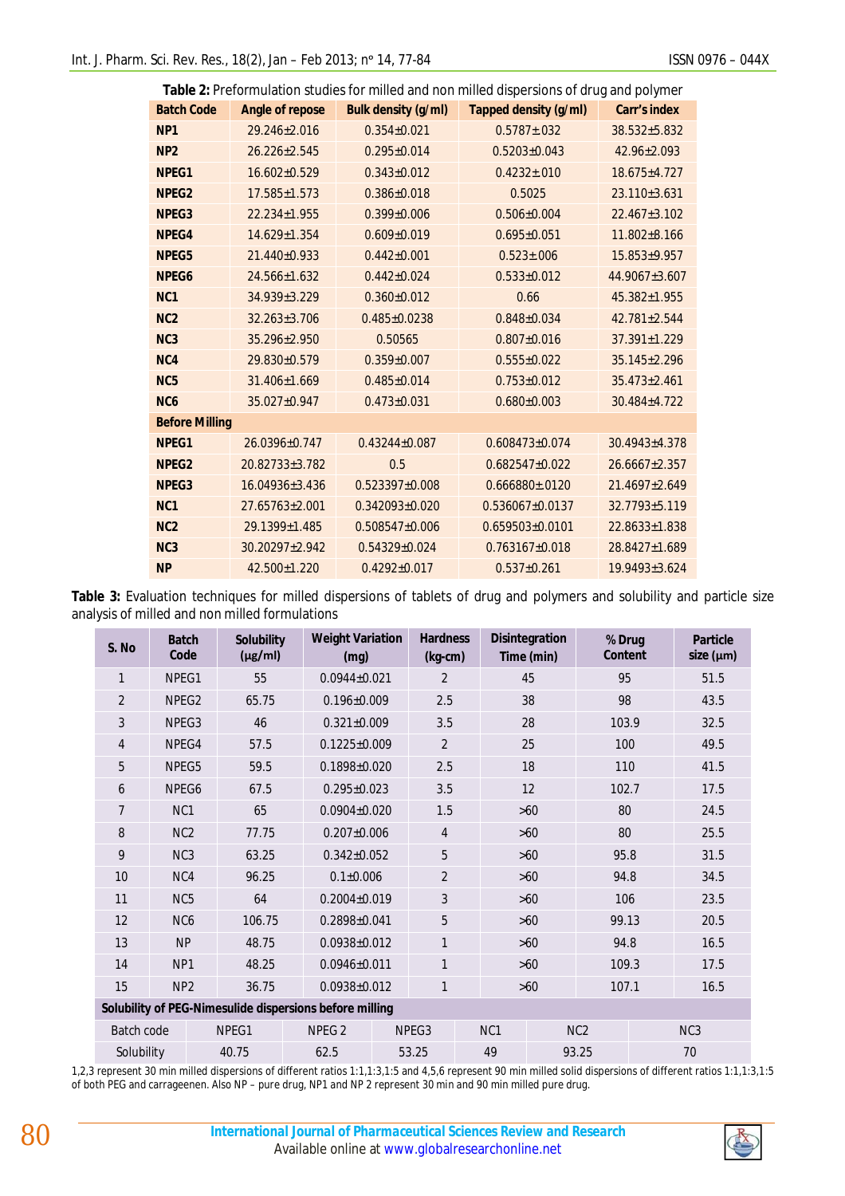**Table 2:** Preformulation studies for milled and non milled dispersions of drug and polymer

| Batch Code | Angle of repose | Bulk density (g/ml) | Tapped density (g/ml) | Carr's index |
|---|---|---|---|---|
| NP1 | 29.246±2.016 | 0.354±0.021 | 0.5787±.032 | 38.532±5.832 |
| NP2 | 26.226±2.545 | 0.295±0.014 | 0.5203±0.043 | 42.96±2.093 |
| NPEG1 | 16.602±0.529 | 0.343±0.012 | 0.4232±.010 | 18.675±4.727 |
| NPEG2 | 17.585±1.573 | 0.386±0.018 | 0.5025 | 23.110±3.631 |
| NPEG3 | 22.234±1.955 | 0.399±0.006 | 0.506±0.004 | 22.467±3.102 |
| NPEG4 | 14.629±1.354 | 0.609±0.019 | 0.695±0.051 | 11.802±8.166 |
| NPEG5 | 21.440±0.933 | 0.442±0.001 | 0.523±.006 | 15.853±9.957 |
| NPEG6 | 24.566±1.632 | 0.442±0.024 | 0.533±0.012 | 44.9067±3.607 |
| NC1 | 34.939±3.229 | 0.360±0.012 | 0.66 | 45.382±1.955 |
| NC2 | 32.263±3.706 | 0.485±0.0238 | 0.848±0.034 | 42.781±2.544 |
| NC3 | 35.296±2.950 | 0.50565 | 0.807±0.016 | 37.391±1.229 |
| NC4 | 29.830±0.579 | 0.359±0.007 | 0.555±0.022 | 35.145±2.296 |
| NC5 | 31.406±1.669 | 0.485±0.014 | 0.753±0.012 | 35.473±2.461 |
| NC6 | 35.027±0.947 | 0.473±0.031 | 0.680±0.003 | 30.484±4.722 |
| **Before Milling** | | | | |
| NPEG1 | 26.0396±0.747 | 0.43244±0.087 | 0.608473±0.074 | 30.4943±4.378 |
| NPEG2 | 20.82733±3.782 | 0.5 | 0.682547±0.022 | 26.6667±2.357 |
| NPEG3 | 16.04936±3.436 | 0.523397±0.008 | 0.666880±.0120 | 21.4697±2.649 |
| NC1 | 27.65763±2.001 | 0.342093±0.020 | 0.536067±0.0137 | 32.7793±5.119 |
| NC2 | 29.1399±1.485 | 0.508547±0.006 | 0.659503±0.0101 | 22.8633±1.838 |
| NC3 | 30.20297±2.942 | 0.54329±0.024 | 0.763167±0.018 | 28.8427±1.689 |
| NP | 42.500±1.220 | 0.4292±0.017 | 0.537±0.261 | 19.9493±3.624 |

**Table 3:** Evaluation techniques for milled dispersions of tablets of drug and polymers and solubility and particle size analysis of milled and non milled formulations

| S. No | Batch Code | Solubility (µg/ml) | Weight Variation (mg) | Hardness (kg-cm) | Disintegration Time (min) | % Drug Content | Particle size (µm) |
|---|---|---|---|---|---|---|---|
| 1 | NPEG1 | 55 | 0.0944±0.021 | 2 | 45 | 95 | 51.5 |
| 2 | NPEG2 | 65.75 | 0.196±0.009 | 2.5 | 38 | 98 | 43.5 |
| 3 | NPEG3 | 46 | 0.321±0.009 | 3.5 | 28 | 103.9 | 32.5 |
| 4 | NPEG4 | 57.5 | 0.1225±0.009 | 2 | 25 | 100 | 49.5 |
| 5 | NPEG5 | 59.5 | 0.1898±0.020 | 2.5 | 18 | 110 | 41.5 |
| 6 | NPEG6 | 67.5 | 0.295±0.023 | 3.5 | 12 | 102.7 | 17.5 |
| 7 | NC1 | 65 | 0.0904±0.020 | 1.5 | >60 | 80 | 24.5 |
| 8 | NC2 | 77.75 | 0.207±0.006 | 4 | >60 | 80 | 25.5 |
| 9 | NC3 | 63.25 | 0.342±0.052 | 5 | >60 | 95.8 | 31.5 |
| 10 | NC4 | 96.25 | 0.1±0.006 | 2 | >60 | 94.8 | 34.5 |
| 11 | NC5 | 64 | 0.2004±0.019 | 3 | >60 | 106 | 23.5 |
| 12 | NC6 | 106.75 | 0.2898±0.041 | 5 | >60 | 99.13 | 20.5 |
| 13 | NP | 48.75 | 0.0938±0.012 | 1 | >60 | 94.8 | 16.5 |
| 14 | NP1 | 48.25 | 0.0946±0.011 | 1 | >60 | 109.3 | 17.5 |
| 15 | NP2 | 36.75 | 0.0938±0.012 | 1 | >60 | 107.1 | 16.5 |

**Solubility of PEG-Nimesulide dispersions before milling**

| Batch code | NPEG1 | NPEG 2 | NPEG3 | NC1 | NC2 | NC3 |
|---|---|---|---|---|---|---|
| Solubility | 40.75 | 62.5 | 53.25 | 49 | 93.25 | 70 |

1,2,3 represent 30 min milled dispersions of different ratios 1:1,1:3,1:5 and 4,5,6 represent 90 min milled solid dispersions of different ratios 1:1,1:3,1:5 of both PEG and carrageenen. Also NP – pure drug, NP1 and NP 2 represent 30 min and 90 min milled pure drug.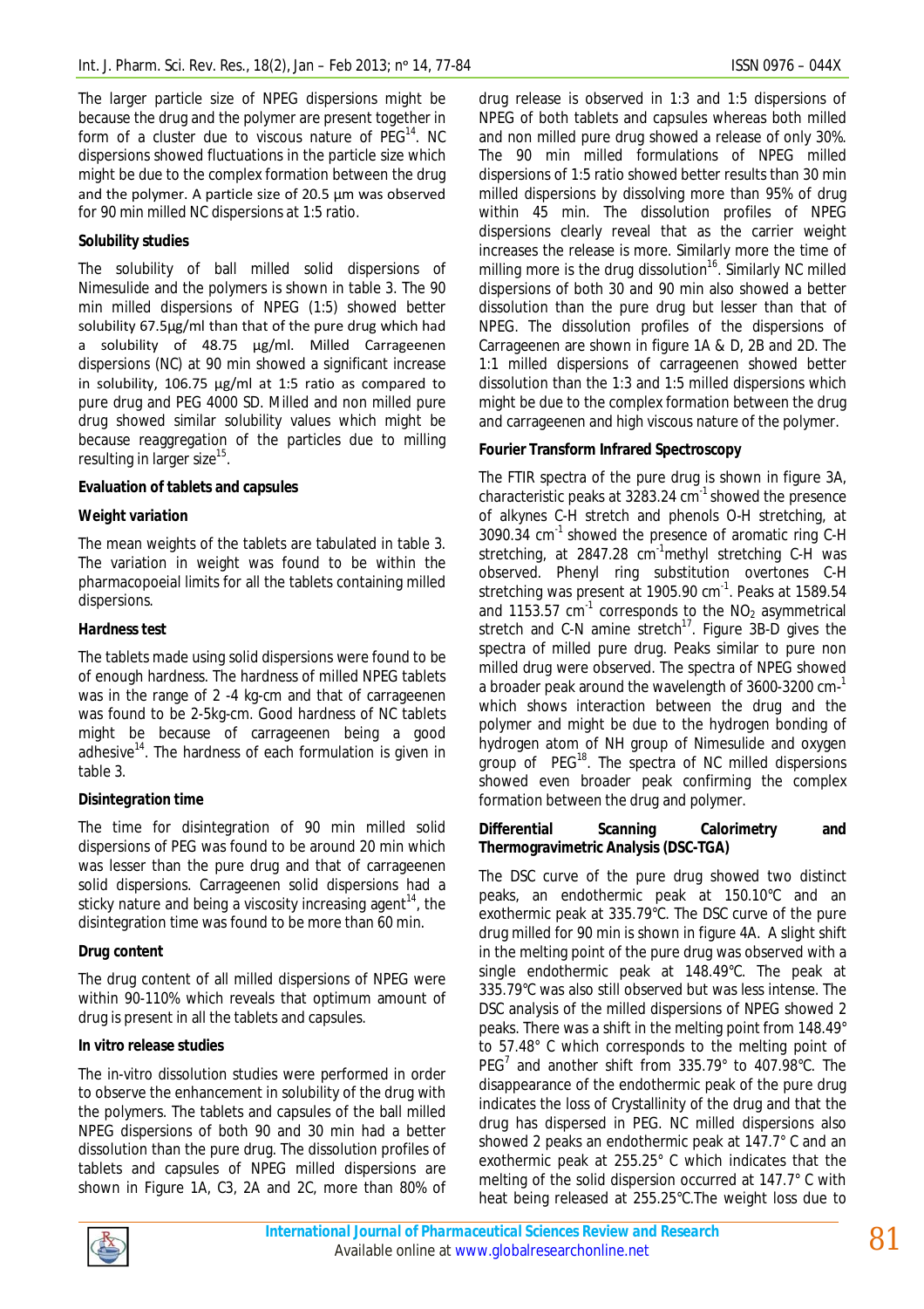The larger particle size of NPEG dispersions might be because the drug and the polymer are present together in form of a cluster due to viscous nature of PEG[14]. NC dispersions showed fluctuations in the particle size which might be due to the complex formation between the drug and the polymer. A particle size of 20.5 μm was observed for 90 min milled NC dispersions at 1:5 ratio.

**Solubility studies**

The solubility of ball milled solid dispersions of Nimesulide and the polymers is shown in table 3. The 90 min milled dispersions of NPEG (1:5) showed better solubility 67.5μg/ml than that of the pure drug which had a solubility of 48.75 μg/ml. Milled Carrageenen dispersions (NC) at 90 min showed a significant increase in solubility, 106.75 μg/ml at 1:5 ratio as compared to pure drug and PEG 4000 SD. Milled and non milled pure drug showed similar solubility values which might be because reaggregation of the particles due to milling resulting in larger size[15].

**Evaluation of tablets and capsules**

***Weight variation***

The mean weights of the tablets are tabulated in table 3. The variation in weight was found to be within the pharmacopoeial limits for all the tablets containing milled dispersions.

***Hardness test***

The tablets made using solid dispersions were found to be of enough hardness. The hardness of milled NPEG tablets was in the range of 2 -4 kg-cm and that of carrageenen was found to be 2-5kg-cm. Good hardness of NC tablets might be because of carrageenen being a good adhesive[14]. The hardness of each formulation is given in table 3.

**Disintegration time**

The time for disintegration of 90 min milled solid dispersions of PEG was found to be around 20 min which was lesser than the pure drug and that of carrageenen solid dispersions. Carrageenen solid dispersions had a sticky nature and being a viscosity increasing agent[14], the disintegration time was found to be more than 60 min.

**Drug content**

The drug content of all milled dispersions of NPEG were within 90-110% which reveals that optimum amount of drug is present in all the tablets and capsules.

**In vitro release studies**

The in-vitro dissolution studies were performed in order to observe the enhancement in solubility of the drug with the polymers. The tablets and capsules of the ball milled NPEG dispersions of both 90 and 30 min had a better dissolution than the pure drug. The dissolution profiles of tablets and capsules of NPEG milled dispersions are shown in Figure 1A, C3, 2A and 2C, more than 80% of drug release is observed in 1:3 and 1:5 dispersions of NPEG of both tablets and capsules whereas both milled and non milled pure drug showed a release of only 30%. The 90 min milled formulations of NPEG milled dispersions of 1:5 ratio showed better results than 30 min milled dispersions by dissolving more than 95% of drug within 45 min. The dissolution profiles of NPEG dispersions clearly reveal that as the carrier weight increases the release is more. Similarly more the time of milling more is the drug dissolution[16]. Similarly NC milled dispersions of both 30 and 90 min also showed a better dissolution than the pure drug but lesser than that of NPEG. The dissolution profiles of the dispersions of Carrageenen are shown in figure 1A & D, 2B and 2D. The 1:1 milled dispersions of carrageenen showed better dissolution than the 1:3 and 1:5 milled dispersions which might be due to the complex formation between the drug and carrageenen and high viscous nature of the polymer.

**Fourier Transform Infrared Spectroscopy**

The FTIR spectra of the pure drug is shown in figure 3A, characteristic peaks at 3283.24 cm$^{-1}$ showed the presence of alkynes C-H stretch and phenols O-H stretching, at 3090.34 cm$^{-1}$ showed the presence of aromatic ring C-H stretching, at 2847.28 cm$^{-1}$methyl stretching C-H was observed. Phenyl ring substitution overtones C-H stretching was present at 1905.90 cm$^{-1}$. Peaks at 1589.54 and 1153.57 cm$^{-1}$ corresponds to the $NO_2$ asymmetrical stretch and C-N amine stretch[17]. Figure 3B-D gives the spectra of milled pure drug. Peaks similar to pure non milled drug were observed. The spectra of NPEG showed a broader peak around the wavelength of 3600-3200 cm$^{-1}$ which shows interaction between the drug and the polymer and might be due to the hydrogen bonding of hydrogen atom of NH group of Nimesulide and oxygen group of PEG[18]. The spectra of NC milled dispersions showed even broader peak confirming the complex formation between the drug and polymer.

**Differential Scanning Calorimetry and Thermogravimetric Analysis (DSC-TGA)**

The DSC curve of the pure drug showed two distinct peaks, an endothermic peak at 150.10°C and an exothermic peak at 335.79°C. The DSC curve of the pure drug milled for 90 min is shown in figure 4A. A slight shift in the melting point of the pure drug was observed with a single endothermic peak at 148.49°C. The peak at 335.79°C was also still observed but was less intense. The DSC analysis of the milled dispersions of NPEG showed 2 peaks. There was a shift in the melting point from 148.49° to 57.48° C which corresponds to the melting point of PEG[7] and another shift from 335.79° to 407.98°C. The disappearance of the endothermic peak of the pure drug indicates the loss of Crystallinity of the drug and that the drug has dispersed in PEG. NC milled dispersions also showed 2 peaks an endothermic peak at 147.7° C and an exothermic peak at 255.25° C which indicates that the melting of the solid dispersion occurred at 147.7° C with heat being released at 255.25°C.The weight loss due to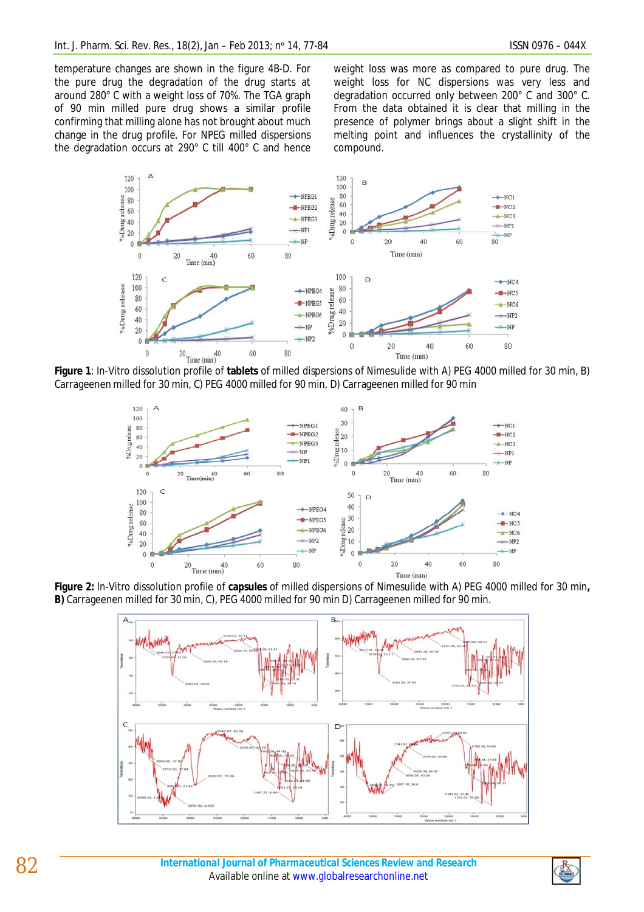temperature changes are shown in the figure 4B-D. For the pure drug the degradation of the drug starts at around 280° C with a weight loss of 70%. The TGA graph of 90 min milled pure drug shows a similar profile confirming that milling alone has not brought about much change in the drug profile. For NPEG milled dispersions the degradation occurs at 290° C till 400° C and hence weight loss was more as compared to pure drug. The weight loss for NC dispersions was very less and degradation occurred only between 200° C and 300° C. From the data obtained it is clear that milling in the presence of polymer brings about a slight shift in the melting point and influences the crystallinity of the compound.

**Figure 1**: In-Vitro dissolution profile of **tablets** of milled dispersions of Nimesulide with A) PEG 4000 milled for 30 min, B) Carrageenen milled for 30 min, C) PEG 4000 milled for 90 min, D) Carrageenen milled for 90 min

**Figure 2:** In-Vitro dissolution profile of **capsules** of milled dispersions of Nimesulide with A) PEG 4000 milled for 30 min, **B)** Carrageenen milled for 30 min, C), PEG 4000 milled for 90 min D) Carrageenen milled for 90 min.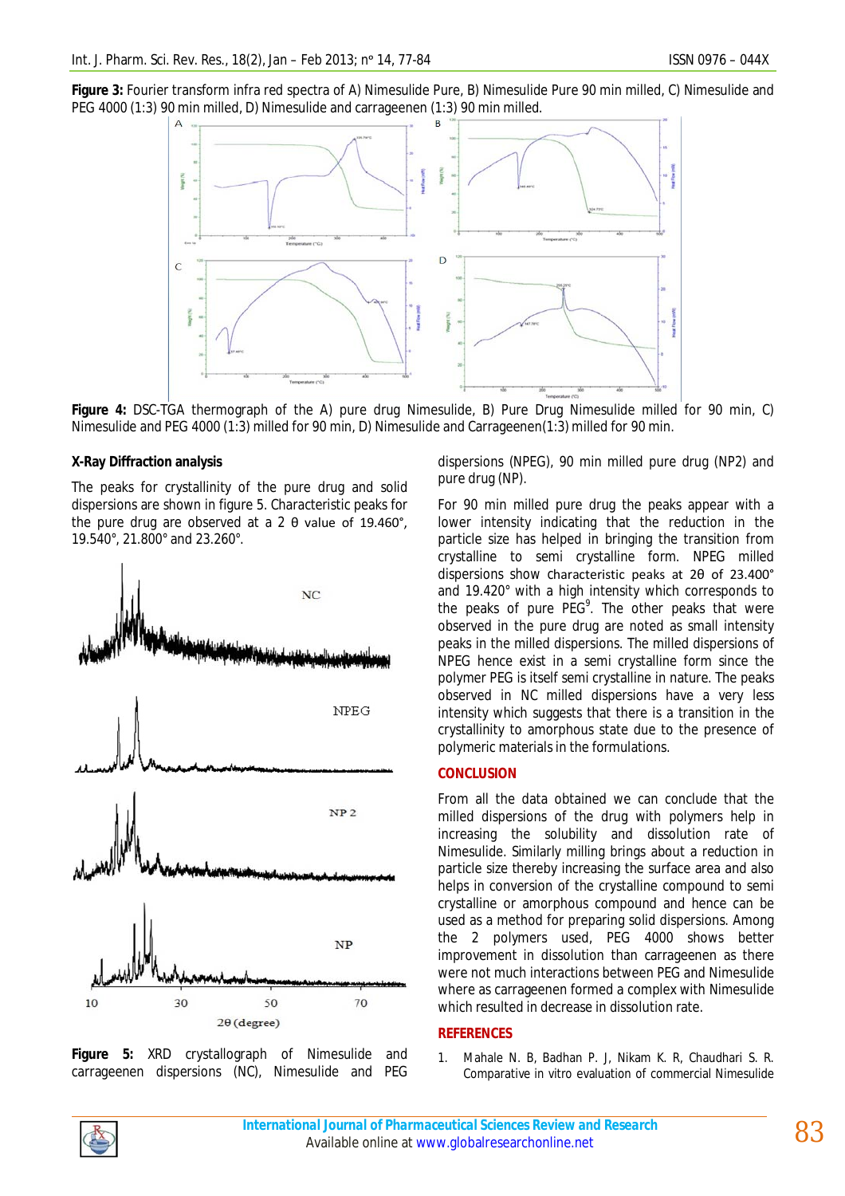**Figure 3:** Fourier transform infra red spectra of A) Nimesulide Pure, B) Nimesulide Pure 90 min milled, C) Nimesulide and PEG 4000 (1:3) 90 min milled, D) Nimesulide and carrageenen (1:3) 90 min milled.

**Figure 4:** DSC-TGA thermograph of the A) pure drug Nimesulide, B) Pure Drug Nimesulide milled for 90 min, C) Nimesulide and PEG 4000 (1:3) milled for 90 min, D) Nimesulide and Carrageenen(1:3) milled for 90 min.

### X-Ray Diffraction analysis

The peaks for crystallinity of the pure drug and solid dispersions are shown in figure 5. Characteristic peaks for the pure drug are observed at a 2 θ value of 19.460°, 19.540°, 21.800° and 23.260°.

**Figure 5:** XRD crystallograph of Nimesulide and carrageenen dispersions (NC), Nimesulide and PEG dispersions (NPEG), 90 min milled pure drug (NP2) and pure drug (NP).

For 90 min milled pure drug the peaks appear with a lower intensity indicating that the reduction in the particle size has helped in bringing the transition from crystalline to semi crystalline form. NPEG milled dispersions show characteristic peaks at 2θ of 23.400° and 19.420° with a high intensity which corresponds to the peaks of pure PEG[9]. The other peaks that were observed in the pure drug are noted as small intensity peaks in the milled dispersions. The milled dispersions of NPEG hence exist in a semi crystalline form since the polymer PEG is itself semi crystalline in nature. The peaks observed in NC milled dispersions have a very less intensity which suggests that there is a transition in the crystallinity to amorphous state due to the presence of polymeric materials in the formulations.

## CONCLUSION

From all the data obtained we can conclude that the milled dispersions of the drug with polymers help in increasing the solubility and dissolution rate of Nimesulide. Similarly milling brings about a reduction in particle size thereby increasing the surface area and also helps in conversion of the crystalline compound to semi crystalline or amorphous compound and hence can be used as a method for preparing solid dispersions. Among the 2 polymers used, PEG 4000 shows better improvement in dissolution than carrageenen as there were not much interactions between PEG and Nimesulide where as carrageenen formed a complex with Nimesulide which resulted in decrease in dissolution rate.

## REFERENCES

1. Mahale N. B, Badhan P. J, Nikam K. R, Chaudhari S. R. Comparative in vitro evaluation of commercial Nimesulide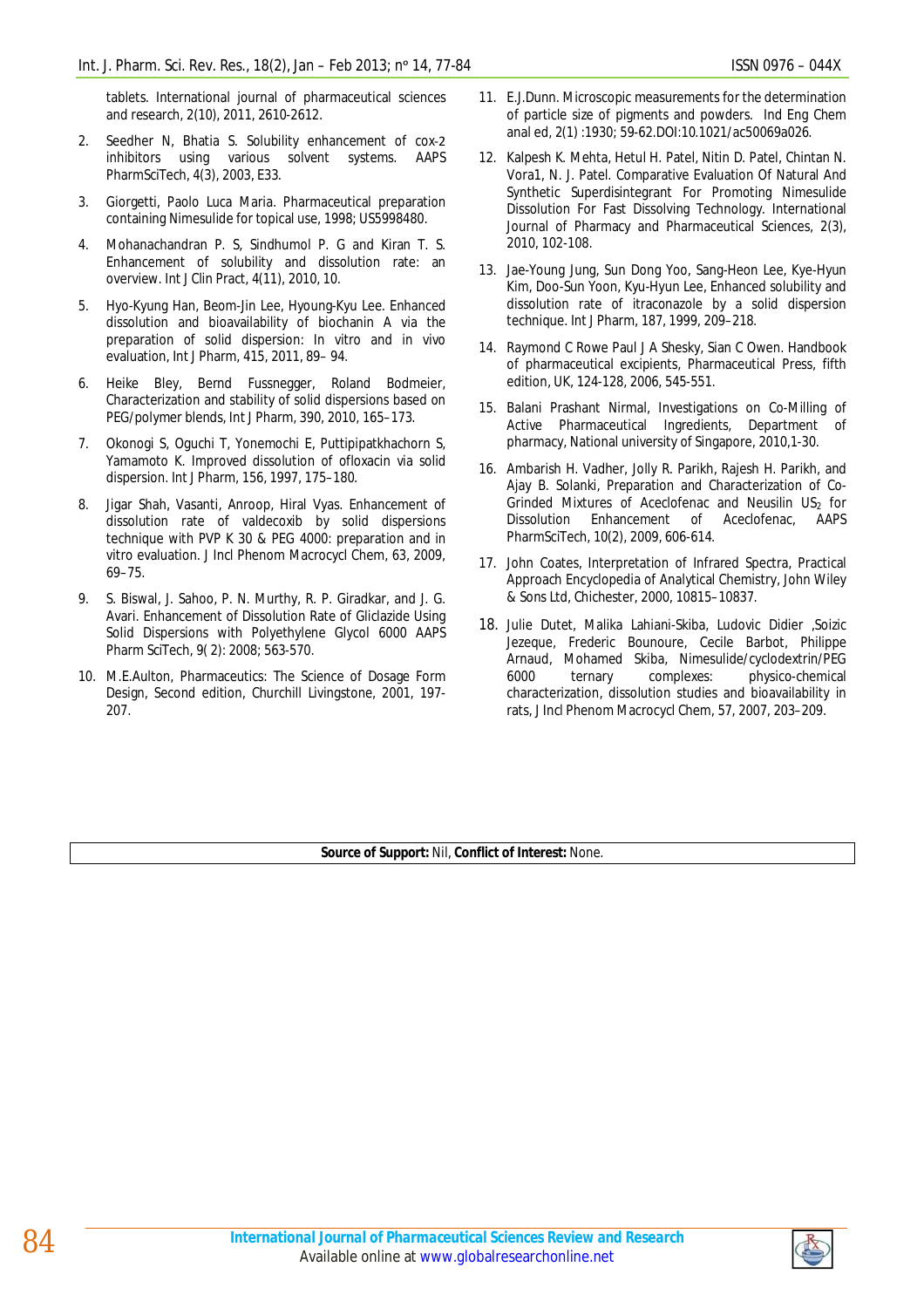tablets. International journal of pharmaceutical sciences and research, 2(10), 2011, 2610-2612.

2. Seedher N, Bhatia S. Solubility enhancement of cox-2 inhibitors using various solvent systems. AAPS PharmSciTech, 4(3), 2003, E33.

3. Giorgetti, Paolo Luca Maria. Pharmaceutical preparation containing Nimesulide for topical use, 1998; US5998480.

4. Mohanachandran P. S, Sindhumol P. G and Kiran T. S. Enhancement of solubility and dissolution rate: an overview. Int J Clin Pract, 4(11), 2010, 10.

5. Hyo-Kyung Han, Beom-Jin Lee, Hyoung-Kyu Lee. Enhanced dissolution and bioavailability of biochanin A via the preparation of solid dispersion: In vitro and in vivo evaluation, Int J Pharm, 415, 2011, 89– 94.

6. Heike Bley, Bernd Fussnegger, Roland Bodmeier, Characterization and stability of solid dispersions based on PEG/polymer blends, Int J Pharm, 390, 2010, 165–173.

7. Okonogi S, Oguchi T, Yonemochi E, Puttipipatkhachorn S, Yamamoto K. Improved dissolution of ofloxacin via solid dispersion. Int J Pharm, 156, 1997, 175–180.

8. Jigar Shah, Vasanti, Anroop, Hiral Vyas. Enhancement of dissolution rate of valdecoxib by solid dispersions technique with PVP K 30 & PEG 4000: preparation and in vitro evaluation. J Incl Phenom Macrocycl Chem, 63, 2009, 69–75.

9. S. Biswal, J. Sahoo, P. N. Murthy, R. P. Giradkar, and J. G. Avari. Enhancement of Dissolution Rate of Gliclazide Using Solid Dispersions with Polyethylene Glycol 6000 AAPS Pharm SciTech, 9( 2): 2008; 563-570.

10. M.E.Aulton, Pharmaceutics: The Science of Dosage Form Design, Second edition, Churchill Livingstone, 2001, 197-207.

11. E.J.Dunn. Microscopic measurements for the determination of particle size of pigments and powders. Ind Eng Chem anal ed, 2(1) :1930; 59-62.DOI:10.1021/ac50069a026.

12. Kalpesh K. Mehta, Hetul H. Patel, Nitin D. Patel, Chintan N. Vora1, N. J. Patel. Comparative Evaluation Of Natural And Synthetic Superdisintegrant For Promoting Nimesulide Dissolution For Fast Dissolving Technology. International Journal of Pharmacy and Pharmaceutical Sciences, 2(3), 2010, 102-108.

13. Jae-Young Jung, Sun Dong Yoo, Sang-Heon Lee, Kye-Hyun Kim, Doo-Sun Yoon, Kyu-Hyun Lee, Enhanced solubility and dissolution rate of itraconazole by a solid dispersion technique. Int J Pharm, 187, 1999, 209–218.

14. Raymond C Rowe Paul J A Shesky, Sian C Owen. Handbook of pharmaceutical excipients, Pharmaceutical Press, fifth edition, UK, 124-128, 2006, 545-551.

15. Balani Prashant Nirmal, Investigations on Co-Milling of Active Pharmaceutical Ingredients, Department of pharmacy, National university of Singapore, 2010,1-30.

16. Ambarish H. Vadher, Jolly R. Parikh, Rajesh H. Parikh, and Ajay B. Solanki, Preparation and Characterization of Co-Grinded Mixtures of Aceclofenac and Neusilin $US_2$ for Dissolution Enhancement of Aceclofenac, AAPS PharmSciTech, 10(2), 2009, 606-614.

17. John Coates, Interpretation of Infrared Spectra, Practical Approach Encyclopedia of Analytical Chemistry, John Wiley & Sons Ltd, Chichester, 2000, 10815–10837.

18. Julie Dutet, Malika Lahiani-Skiba, Ludovic Didier ,Soizic Jezeque, Frederic Bounoure, Cecile Barbot, Philippe Arnaud, Mohamed Skiba, Nimesulide/cyclodextrin/PEG 6000 ternary complexes: physico-chemical characterization, dissolution studies and bioavailability in rats, J Incl Phenom Macrocycl Chem, 57, 2007, 203–209.

**Source of Support:** Nil, **Conflict of Interest:** None.